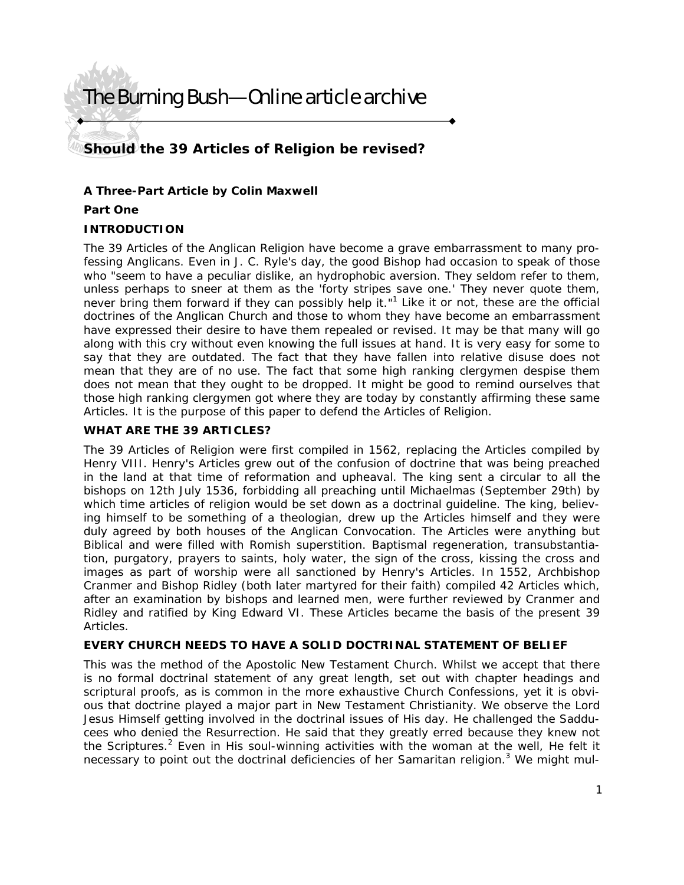# The Burning Bush—Online article archive

## Should the 39 Articles of Religion be revised?

**A Three-Part Article by Colin Maxwell**

**Part One**

### INTRODUCTION

The 39 Articles of the Anglican Religion have become a grave embarrassment to many professing Anglicans. Even in J. C. Ryle's day, the good Bishop had occasion to speak of those who "seem to have a peculiar dislike, an hydrophobic aversion. They seldom refer to them, unless perhaps to sneer at them as the 'forty stripes save one.' They never quote them, never bring them forward if they can possibly help it."[1] Like it or not, these are the official doctrines of the Anglican Church and those to whom they have become an embarrassment have expressed their desire to have them repealed or revised. It may be that many will go along with this cry without even knowing the full issues at hand. It is very easy for some to say that they are outdated. The fact that they have fallen into relative disuse does not mean that they are of no use. The fact that some high ranking clergymen despise them does not mean that they ought to be dropped. It might be good to remind ourselves that those high ranking clergymen got where they are today by constantly affirming these same Articles. It is the purpose of this paper to defend the Articles of Religion.

### WHAT ARE THE 39 ARTICLES?

The 39 Articles of Religion were first compiled in 1562, replacing the Articles compiled by Henry VIII. Henry's Articles grew out of the confusion of doctrine that was being preached in the land at that time of reformation and upheaval. The king sent a circular to all the bishops on 12th July 1536, forbidding all preaching until Michaelmas (September 29th) by which time articles of religion would be set down as a doctrinal guideline. The king, believing himself to be something of a theologian, drew up the Articles himself and they were duly agreed by both houses of the Anglican Convocation. The Articles were anything but Biblical and were filled with Romish superstition. Baptismal regeneration, transubstantiation, purgatory, prayers to saints, holy water, the sign of the cross, kissing the cross and images as part of worship were all sanctioned by Henry's Articles. In 1552, Archbishop Cranmer and Bishop Ridley (both later martyred for their faith) compiled 42 Articles which, after an examination by bishops and learned men, were further reviewed by Cranmer and Ridley and ratified by King Edward VI. These Articles became the basis of the present 39 Articles.

### EVERY CHURCH NEEDS TO HAVE A SOLID DOCTRINAL STATEMENT OF BELIEF

This was the method of the Apostolic New Testament Church. Whilst we accept that there is no formal doctrinal statement of any great length, set out with chapter headings and scriptural proofs, as is common in the more exhaustive Church Confessions, yet it is obvious that doctrine played a major part in New Testament Christianity. We observe the Lord Jesus Himself getting involved in the doctrinal issues of His day. He challenged the Sadducees who denied the Resurrection. He said that they greatly erred because they knew not the Scriptures.[2] Even in His soul-winning activities with the woman at the well, He felt it necessary to point out the doctrinal deficiencies of her Samaritan religion.[3] We might mul-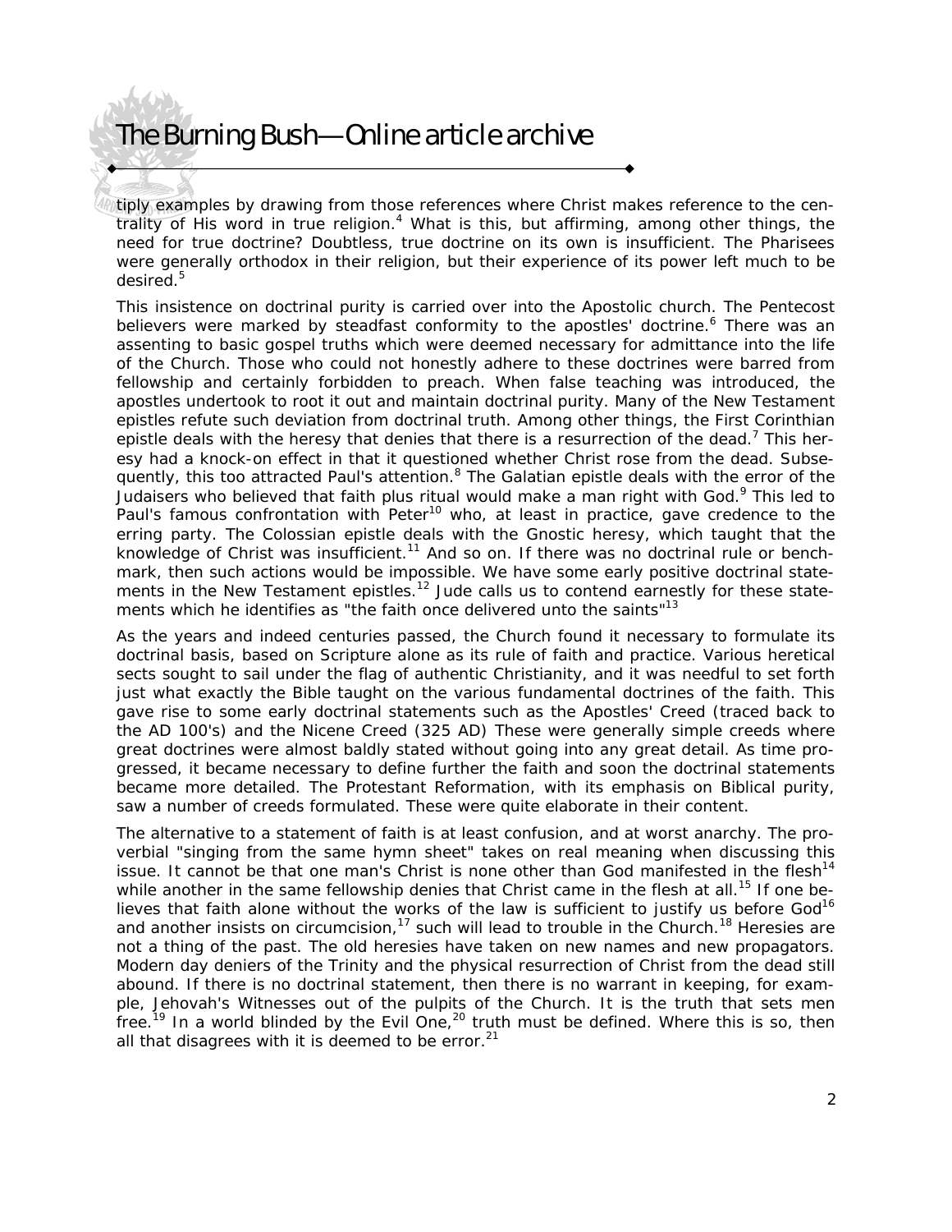tiply examples by drawing from those references where Christ makes reference to the centrality of His word in true religion.[4] What is this, but affirming, among other things, the need for true doctrine? Doubtless, true doctrine on its own is insufficient. The Pharisees were generally orthodox in their religion, but their experience of its power left much to be desired.[5]

This insistence on doctrinal purity is carried over into the Apostolic church. The Pentecost believers were marked by steadfast conformity to the apostles' doctrine.[6] There was an assenting to basic gospel truths which were deemed necessary for admittance into the life of the Church. Those who could not honestly adhere to these doctrines were barred from fellowship and certainly forbidden to preach. When false teaching was introduced, the apostles undertook to root it out and maintain doctrinal purity. Many of the New Testament epistles refute such deviation from doctrinal truth. Among other things, the First Corinthian epistle deals with the heresy that denies that there is a resurrection of the dead.[7] This heresy had a knock-on effect in that it questioned whether Christ rose from the dead. Subsequently, this too attracted Paul's attention.[8] The Galatian epistle deals with the error of the Judaisers who believed that faith plus ritual would make a man right with God.[9] This led to Paul's famous confrontation with Peter[10] who, at least in practice, gave credence to the erring party. The Colossian epistle deals with the Gnostic heresy, which taught that the knowledge of Christ was insufficient.[11] And so on. If there was no doctrinal rule or benchmark, then such actions would be impossible. We have some early positive doctrinal statements in the New Testament epistles.[12] Jude calls us to contend earnestly for these statements which he identifies as "the faith once delivered unto the saints"[13]

As the years and indeed centuries passed, the Church found it necessary to formulate its doctrinal basis, based on Scripture alone as its rule of faith and practice. Various heretical sects sought to sail under the flag of authentic Christianity, and it was needful to set forth just what exactly the Bible taught on the various fundamental doctrines of the faith. This gave rise to some early doctrinal statements such as the Apostles' Creed (traced back to the AD 100's) and the Nicene Creed (325 AD) These were generally simple creeds where great doctrines were almost baldly stated without going into any great detail. As time progressed, it became necessary to define further the faith and soon the doctrinal statements became more detailed. The Protestant Reformation, with its emphasis on Biblical purity, saw a number of creeds formulated. These were quite elaborate in their content.

The alternative to a statement of faith is at least confusion, and at worst anarchy. The proverbial "singing from the same hymn sheet" takes on real meaning when discussing this issue. It cannot be that one man's Christ is none other than God manifested in the flesh[14] while another in the same fellowship denies that Christ came in the flesh at all.[15] If one believes that faith alone without the works of the law is sufficient to justify us before God[16] and another insists on circumcision,[17] such will lead to trouble in the Church.[18] Heresies are not a thing of the past. The old heresies have taken on new names and new propagators. Modern day deniers of the Trinity and the physical resurrection of Christ from the dead still abound. If there is no doctrinal statement, then there is no warrant in keeping, for example, Jehovah's Witnesses out of the pulpits of the Church. It is the truth that sets men free.[19] In a world blinded by the Evil One,[20] truth must be defined. Where this is so, then all that disagrees with it is deemed to be error.[21]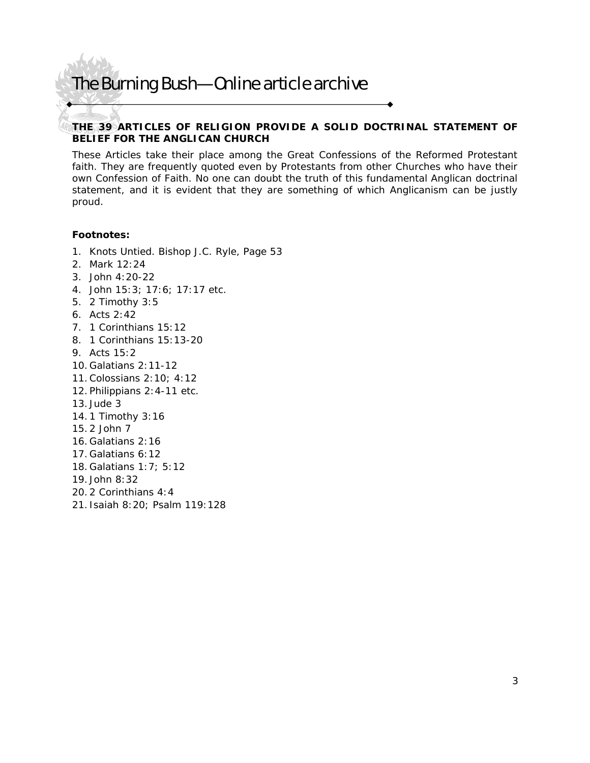### THE 39 ARTICLES OF RELIGION PROVIDE A SOLID DOCTRINAL STATEMENT OF BELIEF FOR THE ANGLICAN CHURCH

These Articles take their place among the Great Confessions of the Reformed Protestant faith. They are frequently quoted even by Protestants from other Churches who have their own Confession of Faith. No one can doubt the truth of this fundamental Anglican doctrinal statement, and it is evident that they are something of which Anglicanism can be justly proud.

**Footnotes:**

1. Knots Untied. Bishop J.C. Ryle, Page 53
2. Mark 12:24
3. John 4:20-22
4. John 15:3; 17:6; 17:17 etc.
5. 2 Timothy 3:5
6. Acts 2:42
7. 1 Corinthians 15:12
8. 1 Corinthians 15:13-20
9. Acts 15:2
10. Galatians 2:11-12
11. Colossians 2:10; 4:12
12. Philippians 2:4-11 etc.
13. Jude 3
14. 1 Timothy 3:16
15. 2 John 7
16. Galatians 2:16
17. Galatians 6:12
18. Galatians 1:7; 5:12
19. John 8:32
20. 2 Corinthians 4:4
21. Isaiah 8:20; Psalm 119:128